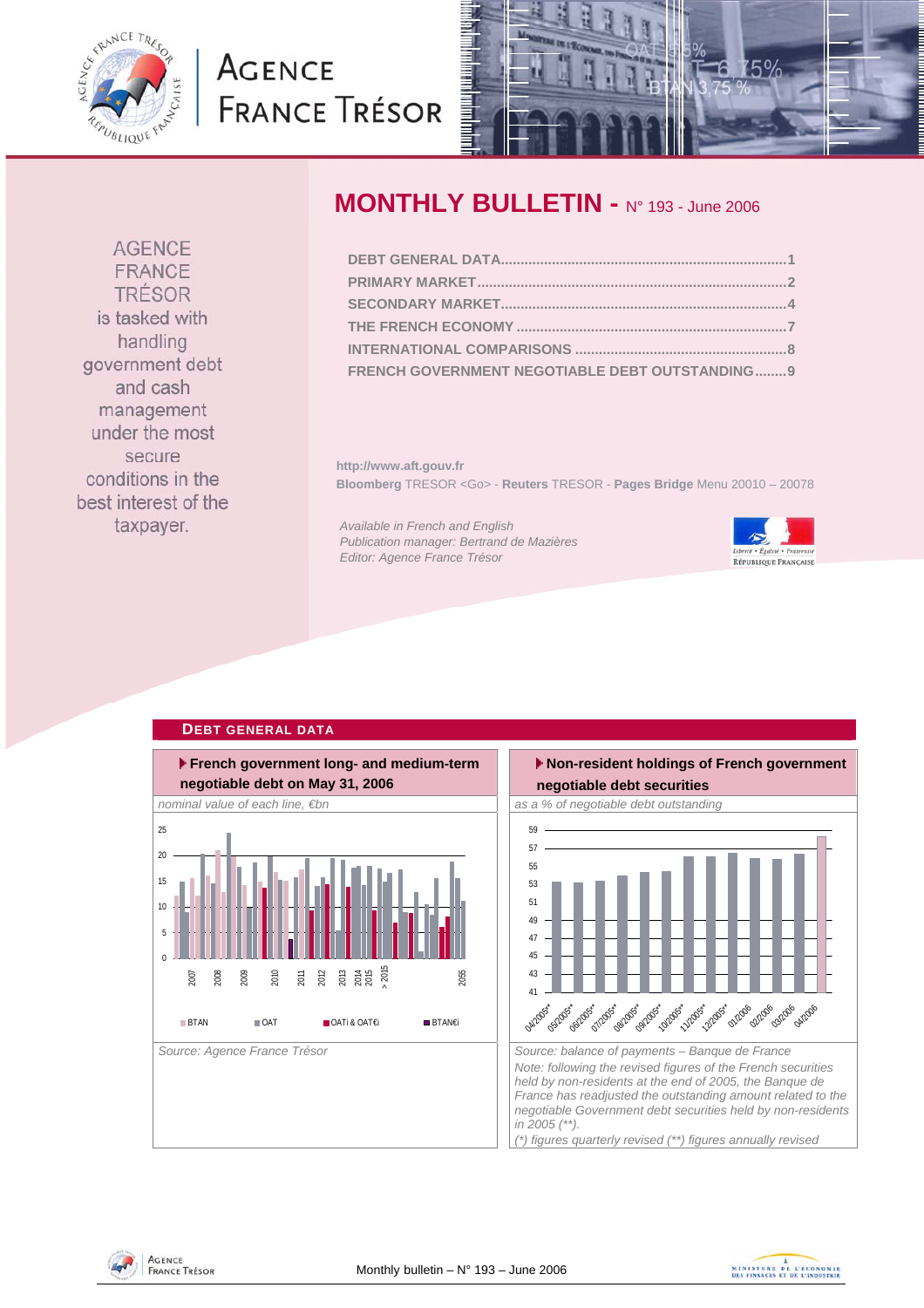# MONTHLY BULLETIN - N° 193 - June 2006

AGENCE FRANCE TRÉSOR is tasked with handling government debt and cash management under the most secure conditions in the best interest of the taxpayer.

| | |
|---|---|
| DEBT GENERAL DATA | 1 |
| PRIMARY MARKET | 2 |
| SECONDARY MARKET | 4 |
| THE FRENCH ECONOMY | 7 |
| INTERNATIONAL COMPARISONS | 8 |
| FRENCH GOVERNMENT NEGOTIABLE DEBT OUTSTANDING | 9 |

http://www.aft.gouv.fr

**Bloomberg** TRESOR <Go> - **Reuters** TRESOR - **Pages Bridge** Menu 20010 – 20078

*Available in French and English*
*Publication manager: Bertrand de Mazières*
*Editor: Agence France Trésor*

## DEBT GENERAL DATA

### French government long- and medium-term negotiable debt on May 31, 2006

*nominal value of each line, €bn*

Legend: BTAN, OAT, OATi & OAT€i, BTAN€i

*Source: Agence France Trésor*

### Non-resident holdings of French government negotiable debt securities

*as a % of negotiable debt outstanding*

*Source: balance of payments – Banque de France*

*Note: following the revised figures of the French securities held by non-residents at the end of 2005, the Banque de France has readjusted the outstanding amount related to the negotiable Government debt securities held by non-residents in 2005 (\*\*).*

*(\*) figures quarterly revised (\*\*) figures annually revised*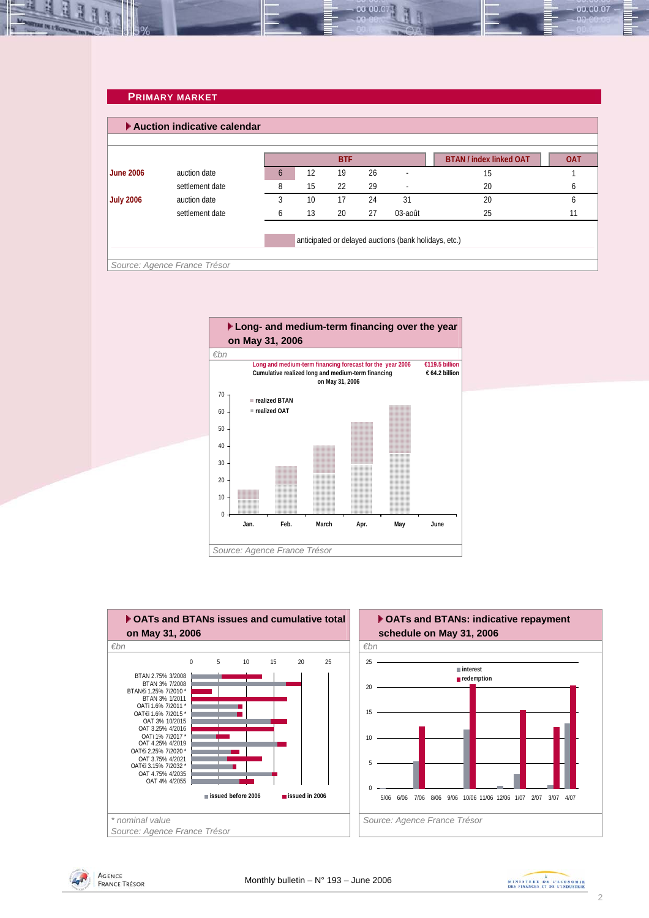## PRIMARY MARKET

### Auction indicative calendar

| | | BTF | | | | | BTAN / index linked OAT | OAT |
|---|---|---|---|---|---|---|---|---|
| **June 2006** | auction date | 6 | 12 | 19 | 26 | - | 15 | 1 |
| | settlement date | 8 | 15 | 22 | 29 | - | 20 | 6 |
| **July 2006** | auction date | 3 | 10 | 17 | 24 | 31 | 20 | 6 |
| | settlement date | 6 | 13 | 20 | 27 | 03-août | 25 | 11 |

anticipated or delayed auctions (bank holidays, etc.)

Source: Agence France Trésor

### Long- and medium-term financing over the year on May 31, 2006

€bn

Long and medium-term financing forecast for the year 2006: €119.5 billion
Cumulative realized long and medium-term financing on May 31, 2006: € 64.2 billion

Source: Agence France Trésor

### OATs and BTANs issues and cumulative total on May 31, 2006

€bn

\* nominal value

Source: Agence France Trésor

### OATs and BTANs: indicative repayment schedule on May 31, 2006

€bn

Source: Agence France Trésor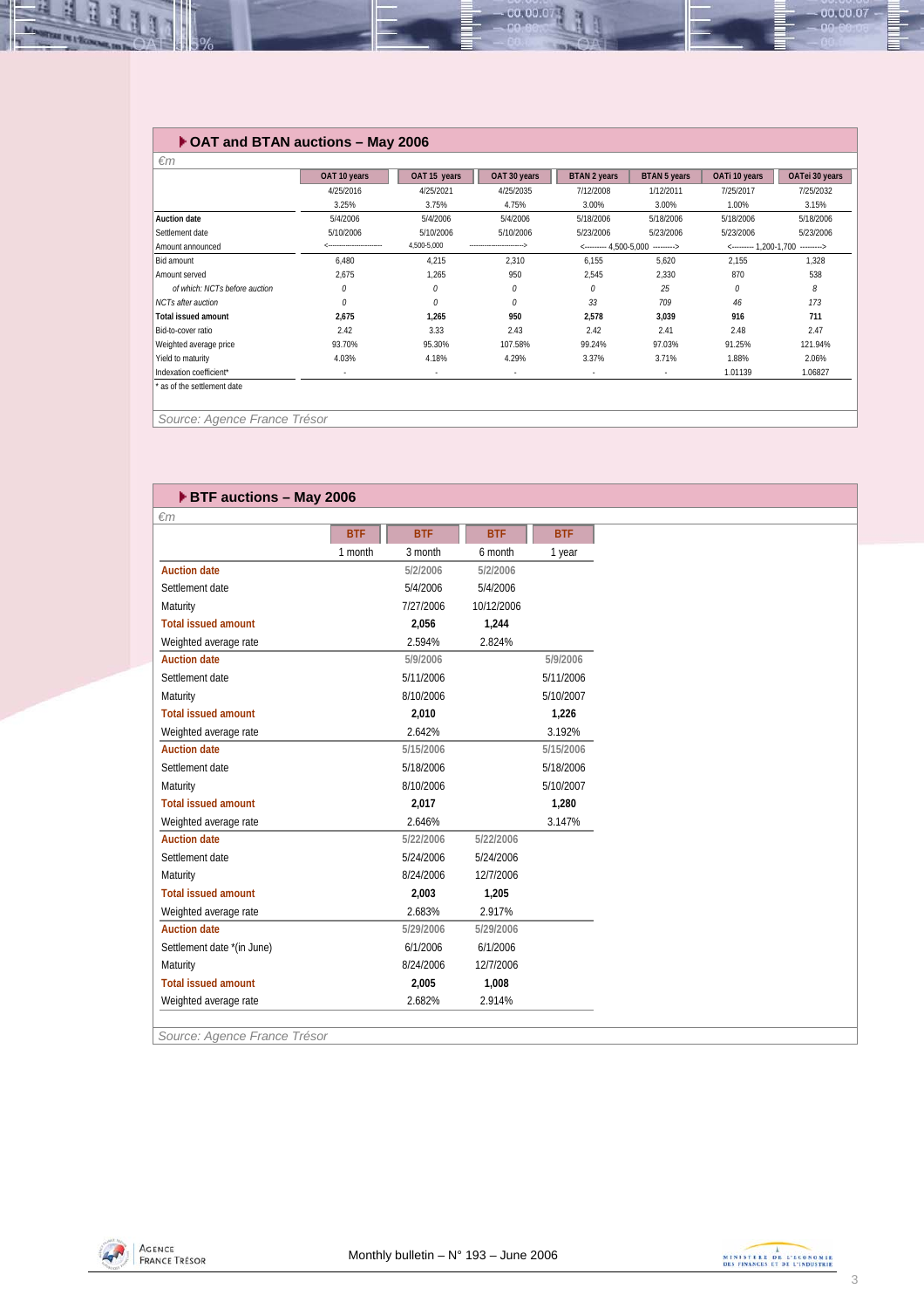## OAT and BTAN auctions – May 2006

*€m*

| | OAT 10 years | OAT 15 years | OAT 30 years | BTAN 2 years | BTAN 5 years | OATi 10 years | OATei 30 years |
|---|---|---|---|---|---|---|---|
| | 4/25/2016 | 4/25/2021 | 4/25/2035 | 7/12/2008 | 1/12/2011 | 7/25/2017 | 7/25/2032 |
| | 3.25% | 3.75% | 4.75% | 3.00% | 3.00% | 1.00% | 3.15% |
| **Auction date** | 5/4/2006 | 5/4/2006 | 5/4/2006 | 5/18/2006 | 5/18/2006 | 5/18/2006 | 5/18/2006 |
| Settlement date | 5/10/2006 | 5/10/2006 | 5/10/2006 | 5/23/2006 | 5/23/2006 | 5/23/2006 | 5/23/2006 |
| Amount announced | <------------------------ | 4,500-5,000 | ------------------------> | <--------- 4,500-5,000 | ---------> | <--------- 1,200-1,700 | ---------> |
| Bid amount | 6,480 | 4,215 | 2,310 | 6,155 | 5,620 | 2,155 | 1,328 |
| Amount served | 2,675 | 1,265 | 950 | 2,545 | 2,330 | 870 | 538 |
| *of which: NCTs before auction* | *0* | *0* | *0* | *0* | *25* | *0* | *8* |
| *NCTs after auction* | *0* | *0* | *0* | *33* | *709* | *46* | *173* |
| **Total issued amount** | **2,675** | **1,265** | **950** | **2,578** | **3,039** | **916** | **711** |
| Bid-to-cover ratio | 2.42 | 3.33 | 2.43 | 2.42 | 2.41 | 2.48 | 2.47 |
| Weighted average price | 93.70% | 95.30% | 107.58% | 99.24% | 97.03% | 91.25% | 121.94% |
| Yield to maturity | 4.03% | 4.18% | 4.29% | 3.37% | 3.71% | 1.88% | 2.06% |
| Indexation coefficient* | - | - | - | - | - | 1.01139 | 1.06827 |

* as of the settlement date

Source: Agence France Trésor

## BTF auctions – May 2006

*€m*

| | BTF 1 month | BTF 3 month | BTF 6 month | BTF 1 year |
|---|---|---|---|---|
| **Auction date** | | 5/2/2006 | 5/2/2006 | |
| Settlement date | | 5/4/2006 | 5/4/2006 | |
| Maturity | | 7/27/2006 | 10/12/2006 | |
| **Total issued amount** | | **2,056** | **1,244** | |
| Weighted average rate | | 2.594% | 2.824% | |
| **Auction date** | | 5/9/2006 | | 5/9/2006 |
| Settlement date | | 5/11/2006 | | 5/11/2006 |
| Maturity | | 8/10/2006 | | 5/10/2007 |
| **Total issued amount** | | **2,010** | | **1,226** |
| Weighted average rate | | 2.642% | | 3.192% |
| **Auction date** | | 5/15/2006 | | 5/15/2006 |
| Settlement date | | 5/18/2006 | | 5/18/2006 |
| Maturity | | 8/10/2006 | | 5/10/2007 |
| **Total issued amount** | | **2,017** | | **1,280** |
| Weighted average rate | | 2.646% | | 3.147% |
| **Auction date** | | 5/22/2006 | 5/22/2006 | |
| Settlement date | | 5/24/2006 | 5/24/2006 | |
| Maturity | | 8/24/2006 | 12/7/2006 | |
| **Total issued amount** | | **2,003** | **1,205** | |
| Weighted average rate | | 2.683% | 2.917% | |
| **Auction date** | | 5/29/2006 | 5/29/2006 | |
| Settlement date *(in June) | | 6/1/2006 | 6/1/2006 | |
| Maturity | | 8/24/2006 | 12/7/2006 | |
| **Total issued amount** | | **2,005** | **1,008** | |
| Weighted average rate | | 2.682% | 2.914% | |

Source: Agence France Trésor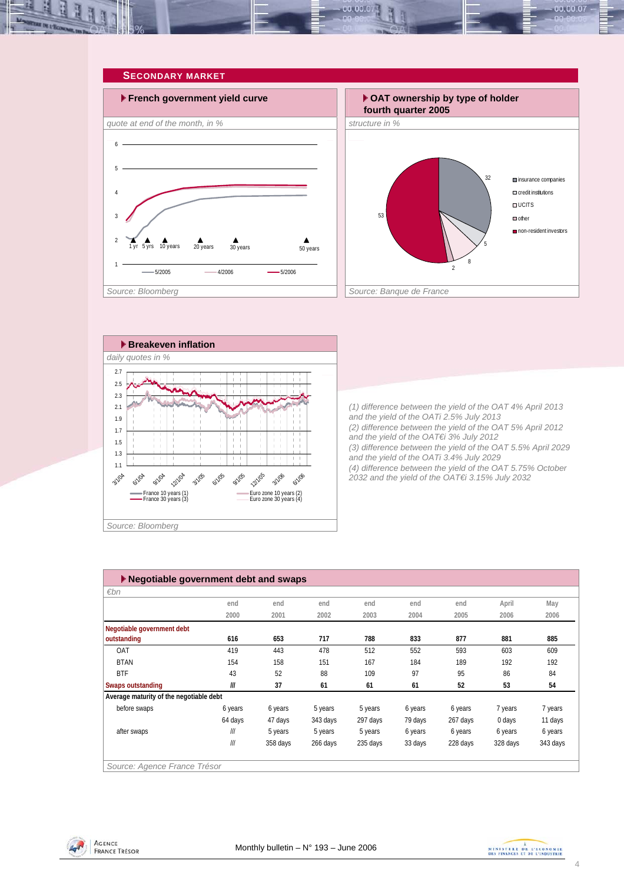## SECONDARY MARKET

### French government yield curve

*quote at end of the month, in %*

1 yr, 5 yrs, 10 years, 20 years, 30 years, 50 years

5/2005 — 4/2006 — 5/2006

*Source: Bloomberg*

### OAT ownership by type of holder fourth quarter 2005

*structure in %*

- insurance companies: 32
- credit institutions: 5
- UCITS: 8
- other: 2
- non-resident investors: 53

*Source: Banque de France*

### Breakeven inflation

*daily quotes in %*

France 10 years (1) — Euro zone 10 years (2) — France 30 years (3) — Euro zone 30 years (4)

*Source: Bloomberg*

*(1) difference between the yield of the OAT 4% April 2013 and the yield of the OATi 2.5% July 2013*
*(2) difference between the yield of the OAT 5% April 2012 and the yield of the OAT€i 3% July 2012*
*(3) difference between the yield of the OAT 5.5% April 2029 and the yield of the OATi 3.4% July 2029*
*(4) difference between the yield of the OAT 5.75% October 2032 and the yield of the OAT€i 3.15% July 2032*

### Negotiable government debt and swaps

*€bn*

| | end 2000 | end 2001 | end 2002 | end 2003 | end 2004 | end 2005 | April 2006 | May 2006 |
|---|---|---|---|---|---|---|---|---|
| **Negotiable government debt outstanding** | **616** | **653** | **717** | **788** | **833** | **877** | **881** | **885** |
| OAT | 419 | 443 | 478 | 512 | 552 | 593 | 603 | 609 |
| BTAN | 154 | 158 | 151 | 167 | 184 | 189 | 192 | 192 |
| BTF | 43 | 52 | 88 | 109 | 97 | 95 | 86 | 84 |
| **Swaps outstanding** | **///** | **37** | **61** | **61** | **61** | **52** | **53** | **54** |
| **Average maturity of the negotiable debt** | | | | | | | | |
| before swaps | 6 years | 6 years | 5 years | 5 years | 6 years | 6 years | 7 years | 7 years |
| | 64 days | 47 days | 343 days | 297 days | 79 days | 267 days | 0 days | 11 days |
| after swaps | /// | 5 years | 5 years | 5 years | 6 years | 6 years | 6 years | 6 years |
| | /// | 358 days | 266 days | 235 days | 33 days | 228 days | 328 days | 343 days |

*Source: Agence France Trésor*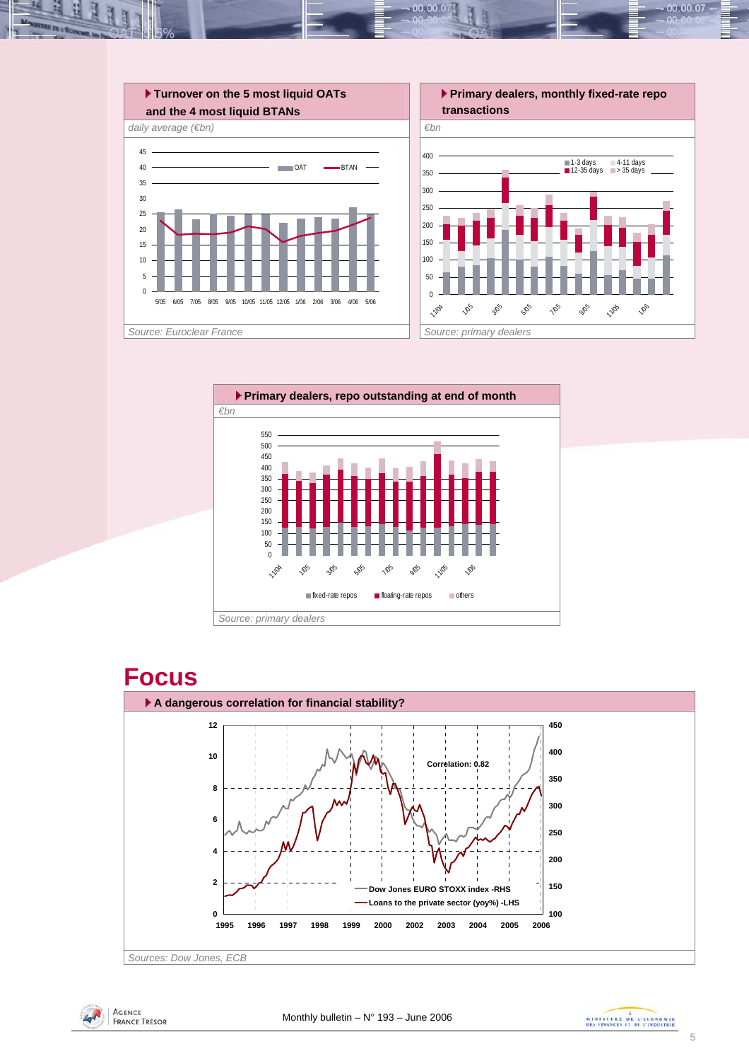**Turnover on the 5 most liquid OATs and the 4 most liquid BTANs**

*daily average (€bn)*

*Source: Euroclear France*

**Primary dealers, monthly fixed-rate repo transactions**

*€bn*

*Source: primary dealers*

**Primary dealers, repo outstanding at end of month**

*€bn*

*Source: primary dealers*

# Focus

**A dangerous correlation for financial stability?**

Correlation: 0.82

Dow Jones EURO STOXX index -RHS

Loans to the private sector (yoy%) -LHS

*Sources: Dow Jones, ECB*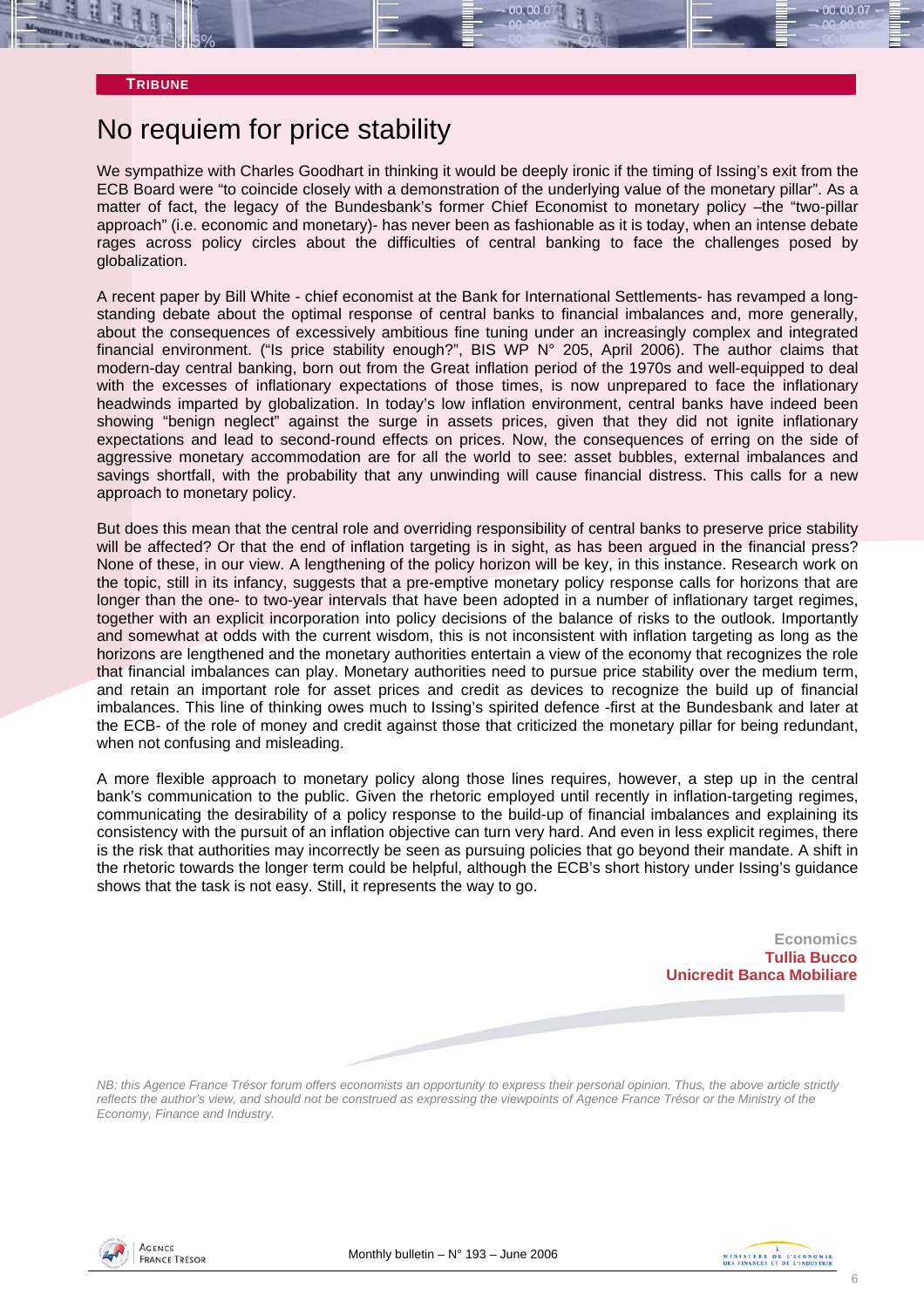**TRIBUNE**

# No requiem for price stability

We sympathize with Charles Goodhart in thinking it would be deeply ironic if the timing of Issing's exit from the ECB Board were "to coincide closely with a demonstration of the underlying value of the monetary pillar". As a matter of fact, the legacy of the Bundesbank's former Chief Economist to monetary policy –the "two-pillar approach" (i.e. economic and monetary)- has never been as fashionable as it is today, when an intense debate rages across policy circles about the difficulties of central banking to face the challenges posed by globalization.

A recent paper by Bill White - chief economist at the Bank for International Settlements- has revamped a long-standing debate about the optimal response of central banks to financial imbalances and, more generally, about the consequences of excessively ambitious fine tuning under an increasingly complex and integrated financial environment. ("Is price stability enough?", BIS WP N° 205, April 2006). The author claims that modern-day central banking, born out from the Great inflation period of the 1970s and well-equipped to deal with the excesses of inflationary expectations of those times, is now unprepared to face the inflationary headwinds imparted by globalization. In today's low inflation environment, central banks have indeed been showing "benign neglect" against the surge in assets prices, given that they did not ignite inflationary expectations and lead to second-round effects on prices. Now, the consequences of erring on the side of aggressive monetary accommodation are for all the world to see: asset bubbles, external imbalances and savings shortfall, with the probability that any unwinding will cause financial distress. This calls for a new approach to monetary policy.

But does this mean that the central role and overriding responsibility of central banks to preserve price stability will be affected? Or that the end of inflation targeting is in sight, as has been argued in the financial press? None of these, in our view. A lengthening of the policy horizon will be key, in this instance. Research work on the topic, still in its infancy, suggests that a pre-emptive monetary policy response calls for horizons that are longer than the one- to two-year intervals that have been adopted in a number of inflationary target regimes, together with an explicit incorporation into policy decisions of the balance of risks to the outlook. Importantly and somewhat at odds with the current wisdom, this is not inconsistent with inflation targeting as long as the horizons are lengthened and the monetary authorities entertain a view of the economy that recognizes the role that financial imbalances can play. Monetary authorities need to pursue price stability over the medium term, and retain an important role for asset prices and credit as devices to recognize the build up of financial imbalances. This line of thinking owes much to Issing's spirited defence -first at the Bundesbank and later at the ECB- of the role of money and credit against those that criticized the monetary pillar for being redundant, when not confusing and misleading.

A more flexible approach to monetary policy along those lines requires, however, a step up in the central bank's communication to the public. Given the rhetoric employed until recently in inflation-targeting regimes, communicating the desirability of a policy response to the build-up of financial imbalances and explaining its consistency with the pursuit of an inflation objective can turn very hard. And even in less explicit regimes, there is the risk that authorities may incorrectly be seen as pursuing policies that go beyond their mandate. A shift in the rhetoric towards the longer term could be helpful, although the ECB's short history under Issing's guidance shows that the task is not easy. Still, it represents the way to go.

**Economics**
**Tullia Bucco**
**Unicredit Banca Mobiliare**

*NB: this Agence France Trésor forum offers economists an opportunity to express their personal opinion. Thus, the above article strictly reflects the author's view, and should not be construed as expressing the viewpoints of Agence France Trésor or the Ministry of the Economy, Finance and Industry.*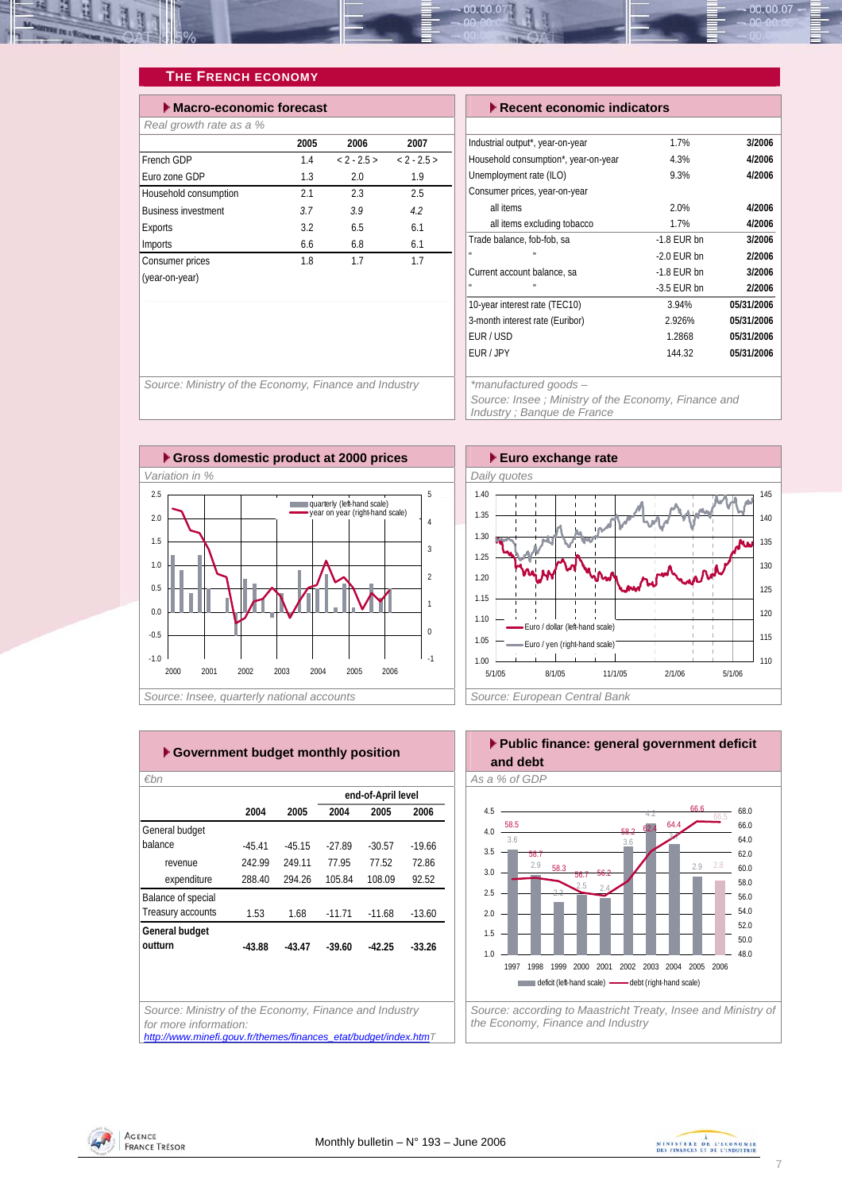## THE FRENCH ECONOMY

### Macro-economic forecast

*Real growth rate as a %*

| | 2005 | 2006 | 2007 |
|---|---|---|---|
| French GDP | 1.4 | < 2 - 2.5 > | < 2 - 2.5 > |
| Euro zone GDP | 1.3 | 2.0 | 1.9 |
| Household consumption | 2.1 | 2.3 | 2.5 |
| Business investment | *3.7* | *3.9* | *4.2* |
| Exports | 3.2 | 6.5 | 6.1 |
| Imports | 6.6 | 6.8 | 6.1 |
| Consumer prices (year-on-year) | 1.8 | 1.7 | 1.7 |

*Source: Ministry of the Economy, Finance and Industry*

### Recent economic indicators

| | | |
|---|---|---|
| Industrial output*, year-on-year | 1.7% | **3/2006** |
| Household consumption*, year-on-year | 4.3% | **4/2006** |
| Unemployment rate (ILO) | 9.3% | **4/2006** |
| Consumer prices, year-on-year | | |
| all items | 2.0% | **4/2006** |
| all items excluding tobacco | 1.7% | **4/2006** |
| Trade balance, fob-fob, sa | -1.8 EUR bn | **3/2006** |
| " " | -2.0 EUR bn | **2/2006** |
| Current account balance, sa | -1.8 EUR bn | **3/2006** |
| " " | -3.5 EUR bn | **2/2006** |
| 10-year interest rate (TEC10) | 3.94% | **05/31/2006** |
| 3-month interest rate (Euribor) | 2.926% | **05/31/2006** |
| EUR / USD | 1.2868 | **05/31/2006** |
| EUR / JPY | 144.32 | **05/31/2006** |

*\*manufactured goods –*

*Source: Insee ; Ministry of the Economy, Finance and Industry ; Banque de France*

### Gross domestic product at 2000 prices

*Variation in %*

*Source: Insee, quarterly national accounts*

### Euro exchange rate

*Daily quotes*

*Source: European Central Bank*

### Government budget monthly position

*€bn*

| | 2004 | 2005 | end-of-April level 2004 | 2005 | 2006 |
|---|---|---|---|---|---|
| General budget balance | -45.41 | -45.15 | -27.89 | -30.57 | -19.66 |
| revenue | 242.99 | 249.11 | 77.95 | 77.52 | 72.86 |
| expenditure | 288.40 | 294.26 | 105.84 | 108.09 | 92.52 |
| Balance of special Treasury accounts | 1.53 | 1.68 | -11.71 | -11.68 | -13.60 |
| **General budget outturn** | **-43.88** | **-43.47** | **-39.60** | **-42.25** | **-33.26** |

*Source: Ministry of the Economy, Finance and Industry for more information:*
*http://www.minefi.gouv.fr/themes/finances_etat/budget/index.htm*

### Public finance: general government deficit and debt

*As a % of GDP*

*Source: according to Maastricht Treaty, Insee and Ministry of the Economy, Finance and Industry*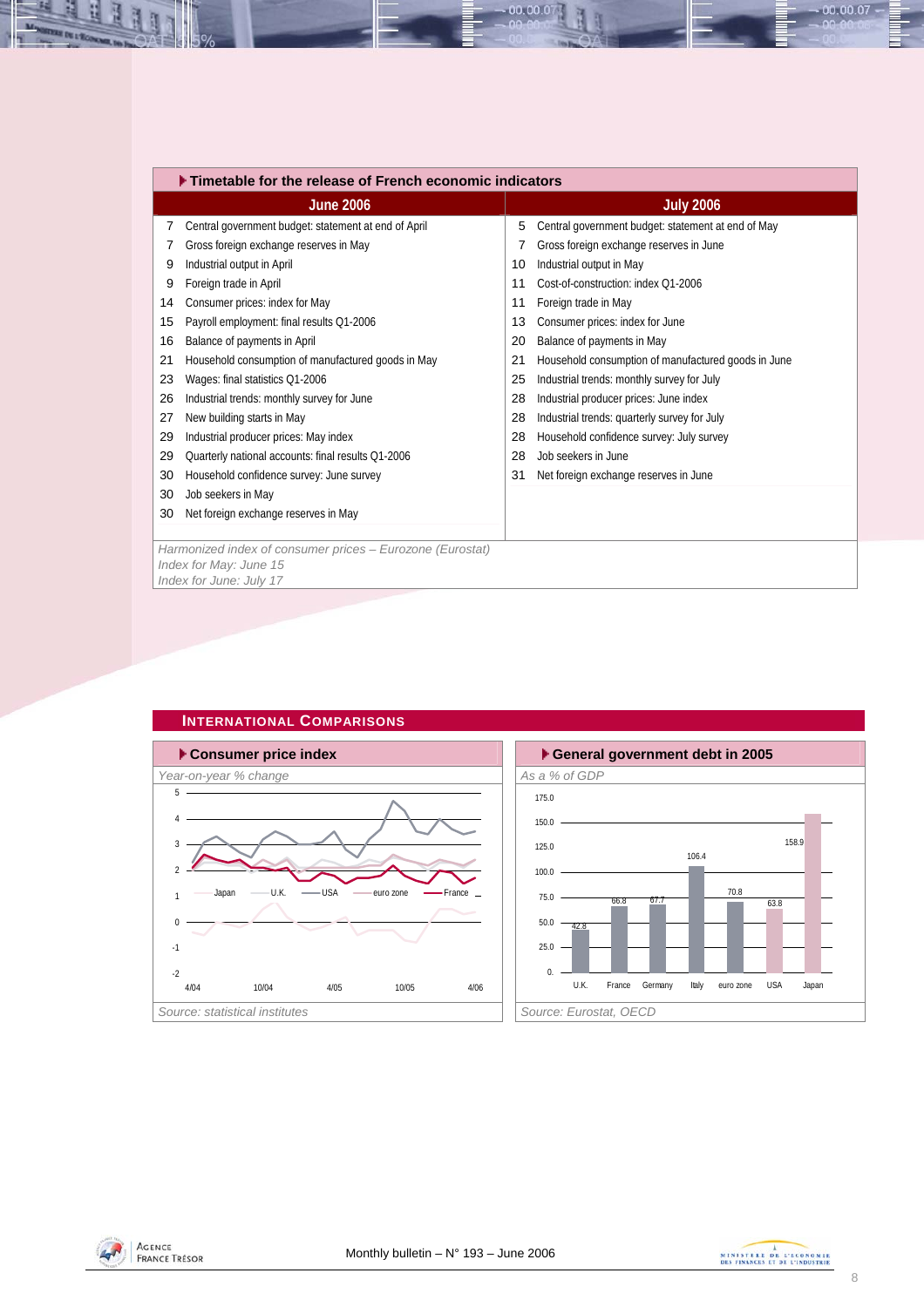## Timetable for the release of French economic indicators

| June 2006 | | July 2006 | |
|---|---|---|---|
| 7 | Central government budget: statement at end of April | 5 | Central government budget: statement at end of May |
| 7 | Gross foreign exchange reserves in May | 7 | Gross foreign exchange reserves in June |
| 9 | Industrial output in April | 10 | Industrial output in May |
| 9 | Foreign trade in April | 11 | Cost-of-construction: index Q1-2006 |
| 14 | Consumer prices: index for May | 11 | Foreign trade in May |
| 15 | Payroll employment: final results Q1-2006 | 13 | Consumer prices: index for June |
| 16 | Balance of payments in April | 20 | Balance of payments in May |
| 21 | Household consumption of manufactured goods in May | 21 | Household consumption of manufactured goods in June |
| 23 | Wages: final statistics Q1-2006 | 25 | Industrial trends: monthly survey for July |
| 26 | Industrial trends: monthly survey for June | 28 | Industrial producer prices: June index |
| 27 | New building starts in May | 28 | Industrial trends: quarterly survey for July |
| 29 | Industrial producer prices: May index | 28 | Household confidence survey: July survey |
| 29 | Quarterly national accounts: final results Q1-2006 | 28 | Job seekers in June |
| 30 | Household confidence survey: June survey | 31 | Net foreign exchange reserves in June |
| 30 | Job seekers in May | | |
| 30 | Net foreign exchange reserves in May | | |

*Harmonized index of consumer prices – Eurozone (Eurostat)*
*Index for May: June 15*
*Index for June: July 17*

## International Comparisons

### Consumer price index

*Year-on-year % change*

*Source: statistical institutes*

### General government debt in 2005

*As a % of GDP*

| U.K. | France | Germany | Italy | euro zone | USA | Japan |
|---|---|---|---|---|---|---|
| 42.8 | 66.8 | 67.7 | 106.4 | 70.8 | 63.8 | 158.9 |

*Source: Eurostat, OECD*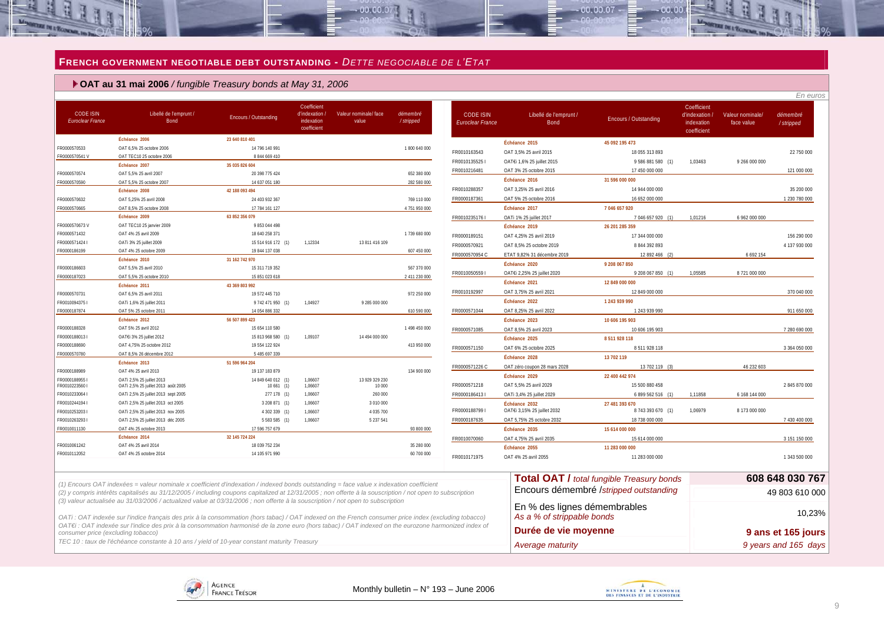## FRENCH GOVERNMENT NEGOTIABLE DEBT OUTSTANDING - *DETTE NEGOCIABLE DE L'ETAT*

### OAT au 31 mai 2006 / *fungible Treasury bonds at May 31, 2006*

*En euros*

| CODE ISIN *Euroclear France* | Libellé de l'emprunt / Bond | Encours / Outstanding | Coefficient d'indexation / indexation coefficient | Valeur nominale/ face value | *démembré / stripped* |
|---|---|---|---|---|---|
| | **Échéance 2006** | **23 640 810 401** | | | |
| FR0000570533 | OAT 6,5% 25 octobre 2006 | 14 796 140 991 | | | 1 800 640 000 |
| FR0000570541 V | OAT TEC10 25 octobre 2006 | 8 844 669 410 | | | |
| | **Échéance 2007** | **35 035 826 604** | | | |
| FR0000570574 | OAT 5,5% 25 avril 2007 | 20 398 775 424 | | | 652 380 000 |
| FR0000570590 | OAT 5,5% 25 octobre 2007 | 14 637 051 180 | | | 282 580 000 |
| | **Échéance 2008** | **42 188 093 494** | | | |
| FR0000570632 | OAT 5,25% 25 avril 2008 | 24 403 932 367 | | | 769 110 000 |
| FR0000570665 | OAT 8,5% 25 octobre 2008 | 17 784 161 127 | | | 4 751 950 000 |
| | **Échéance 2009** | **63 852 356 079** | | | |
| FR0000570673 V | OAT TEC10 25 janvier 2009 | 9 853 044 498 | | | |
| FR0000571432 | OAT 4% 25 avril 2009 | 18 640 258 371 | | | 1 739 680 000 |
| FR0000571424 I | OATi 3% 25 juillet 2009 | 15 514 916 172 (1) | 1,12334 | 13 811 416 109 | |
| FR0000186199 | OAT 4% 25 octobre 2009 | 19 844 137 038 | | | 607 450 000 |
| | **Échéance 2010** | **31 162 742 970** | | | |
| FR0000186603 | OAT 5,5% 25 avril 2010 | 15 311 719 352 | | | 567 370 000 |
| FR0000187023 | OAT 5,5% 25 octobre 2010 | 15 851 023 618 | | | 2 411 230 000 |
| | **Échéance 2011** | **43 369 803 992** | | | |
| FR0000570731 | OAT 6,5% 25 avril 2011 | 19 572 445 710 | | | 972 250 000 |
| FR0010094375 I | OATi 1,6% 25 juillet 2011 | 9 742 471 950 (1) | 1,04927 | 9 285 000 000 | |
| FR0000187874 | OAT 5% 25 octobre 2011 | 14 054 886 332 | | | 610 590 000 |
| | **Échéance 2012** | **56 507 899 423** | | | |
| FR0000188328 | OAT 5% 25 avril 2012 | 15 654 110 580 | | | 1 498 450 000 |
| FR0000188013 I | OAT€i 3% 25 juillet 2012 | 15 813 968 580 (1) | 1,09107 | 14 494 000 000 | |
| FR0000188690 | OAT 4,75% 25 octobre 2012 | 19 554 122 924 | | | 413 950 000 |
| FR0000570780 | OAT 8,5% 26 décembre 2012 | 5 485 697 339 | | | |
| | **Échéance 2013** | **51 596 964 204** | | | |
| FR0000188989 | OAT 4% 25 avril 2013 | 19 137 183 879 | | | 134 900 000 |
| FR0000188955 I | OATi 2,5% 25 juillet 2013 | 14 849 640 012 (1) | 1,06607 | 13 929 329 230 | |
| FR0010223560 I | OATi 2,5% 25 juillet 2013 août 2005 | 10 661 (1) | 1,06607 | 10 000 | |
| FR0010233064 I | OATi 2,5% 25 juillet 2013 sept 2005 | 277 178 (1) | 1,06607 | 260 000 | |
| FR0010244194 I | OATi 2,5% 25 juillet 2013 oct 2005 | 3 208 871 (1) | 1,06607 | 3 010 000 | |
| FR0010253203 I | OATi 2,5% 25 juillet 2013 nov 2005 | 4 302 339 (1) | 1,06607 | 4 035 700 | |
| FR0010263293 I | OATi 2,5% 25 juillet 2013 déc 2005 | 5 583 585 (1) | 1,06607 | 5 237 541 | |
| FR0010011130 | OAT 4% 25 octobre 2013 | 17 596 757 679 | | | 93 800 000 |
| | **Échéance 2014** | **32 145 724 224** | | | |
| FR0010061242 | OAT 4% 25 avril 2014 | 18 039 752 234 | | | 35 280 000 |
| FR0010112052 | OAT 4% 25 octobre 2014 | 14 105 971 990 | | | 60 700 000 |
| | **Échéance 2015** | **45 092 195 473** | | | |
| FR0010163543 | OAT 3,5% 25 avril 2015 | 18 055 313 893 | | | 22 750 000 |
| FR0010135525 I | OAT€i 1,6% 25 juillet 2015 | 9 586 881 580 (1) | 1,03463 | 9 266 000 000 | |
| FR0010216481 | OAT 3% 25 octobre 2015 | 17 450 000 000 | | | 121 000 000 |
| | **Échéance 2016** | **31 596 000 000** | | | |
| FR0010288357 | OAT 3,25% 25 avril 2016 | 14 944 000 000 | | | 35 200 000 |
| FR0000187361 | OAT 5% 25 octobre 2016 | 16 652 000 000 | | | 1 230 780 000 |
| | **Échéance 2017** | **7 046 657 920** | | | |
| FR0010235176 I | OATi 1% 25 juillet 2017 | 7 046 657 920 (1) | 1,01216 | 6 962 000 000 | |
| | **Échéance 2019** | **26 201 285 359** | | | |
| FR0000189151 | OAT 4,25% 25 avril 2019 | 17 344 000 000 | | | 156 290 000 |
| FR0000570921 | OAT 8,5% 25 octobre 2019 | 8 844 392 893 | | | 4 137 930 000 |
| FR0000570954 C | ETAT 9,82% 31 décembre 2019 | 12 892 466 (2) | | 6 692 154 | |
| | **Échéance 2020** | **9 208 067 850** | | | |
| FR0010050559 I | OAT€i 2,25% 25 juillet 2020 | 9 208 067 850 (1) | 1,05585 | 8 721 000 000 | |
| | **Échéance 2021** | **12 849 000 000** | | | |
| FR0010192997 | OAT 3,75% 25 avril 2021 | 12 849 000 000 | | | 370 040 000 |
| | **Échéance 2022** | **1 243 939 990** | | | |
| FR0000571044 | OAT 8,25% 25 avril 2022 | 1 243 939 990 | | | 911 650 000 |
| | **Échéance 2023** | **10 606 195 903** | | | |
| FR0000571085 | OAT 8,5% 25 avril 2023 | 10 606 195 903 | | | 7 280 690 000 |
| | **Échéance 2025** | **8 511 928 118** | | | |
| FR0000571150 | OAT 6% 25 octobre 2025 | 8 511 928 118 | | | 3 364 050 000 |
| | **Échéance 2028** | **13 702 119** | | | |
| FR0000571226 C | OAT zéro coupon 28 mars 2028 | 13 702 119 (3) | | 46 232 603 | |
| | **Échéance 2029** | **22 400 442 974** | | | |
| FR0000571218 | OAT 5,5% 25 avril 2029 | 15 500 880 458 | | | 2 845 870 000 |
| FR0000186413 I | OATi 3,4% 25 juillet 2029 | 6 899 562 516 (1) | 1,11858 | 6 168 144 000 | |
| | **Échéance 2032** | **27 481 393 670** | | | |
| FR0000188799 I | OAT€i 3,15% 25 juillet 2032 | 8 743 393 670 (1) | 1,06979 | 8 173 000 000 | |
| FR0000187635 | OAT 5,75% 25 octobre 2032 | 18 738 000 000 | | | 7 430 400 000 |
| | **Échéance 2035** | **15 614 000 000** | | | |
| FR0010070060 | OAT 4,75% 25 avril 2035 | 15 614 000 000 | | | 3 151 150 000 |
| | **Échéance 2055** | **11 283 000 000** | | | |
| FR0010171975 | OAT 4% 25 avril 2055 | 11 283 000 000 | | | 1 343 500 000 |

| | |
|---|---|
| **Total OAT /** *total fungible Treasury bonds* | **608 648 030 767** |
| Encours démembré /*stripped outstanding* | 49 803 610 000 |
| En % des lignes démembrables *As a % of strippable bonds* | 10,23% |
| **Durée de vie moyenne** *Average maturity* | **9 ans et 165 jours** *9 years and 165 days* |

*(1) Encours OAT indexées = valeur nominale x coefficient d'indexation / indexed bonds outstanding = face value x indexation coefficient*
*(2) y compris intérêts capitalisés au 31/12/2005 / including coupons capitalized at 12/31/2005 ; non offerte à la souscription / not open to subscription*
*(3) valeur actualisée au 31/03/2006 / actualized value at 03/31/2006 ; non offerte à la souscription / not open to subscription*

*OATi : OAT indexée sur l'indice français des prix à la consommation (hors tabac) / OAT indexed on the French consumer price index (excluding tobacco)*
*OAT€i : OAT indexée sur l'indice des prix à la consommation harmonisé de la zone euro (hors tabac) / OAT indexed on the eurozone harmonized index of consumer price (excluding tobacco)*
*TEC 10 : taux de l'échéance constante à 10 ans / yield of 10-year constant maturity Treasury*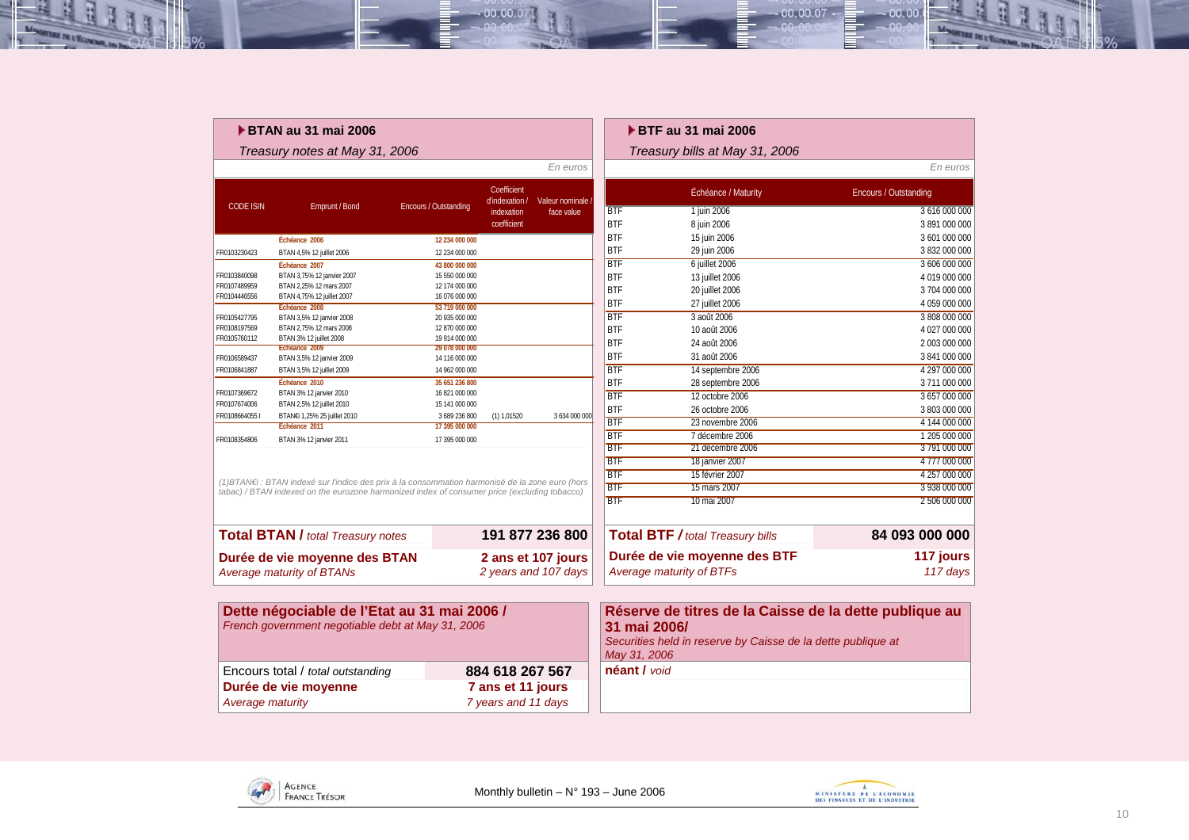## BTAN au 31 mai 2006

*Treasury notes at May 31, 2006*

*En euros*

| CODE ISIN | Emprunt / Bond | Encours / Outstanding | Coefficient d'indexation / indexation coefficient | Valeur nominale / face value |
|---|---|---|---|---|
| | **Échéance 2006** | **12 234 000 000** | | |
| FR0103230423 | BTAN 4,5% 12 juillet 2006 | 12 234 000 000 | | |
| | **Échéance 2007** | **43 800 000 000** | | |
| FR0103840098 | BTAN 3,75% 12 janvier 2007 | 15 550 000 000 | | |
| FR0107489959 | BTAN 2,25% 12 mars 2007 | 12 174 000 000 | | |
| FR0104446556 | BTAN 4,75% 12 juillet 2007 | 16 076 000 000 | | |
| | **Échéance 2008** | **53 719 000 000** | | |
| FR0105427795 | BTAN 3,5% 12 janvier 2008 | 20 935 000 000 | | |
| FR0108197569 | BTAN 2,75% 12 mars 2008 | 12 870 000 000 | | |
| FR0105760112 | BTAN 3% 12 juillet 2008 | 19 914 000 000 | | |
| | **Échéance 2009** | **29 078 000 000** | | |
| FR0106589437 | BTAN 3,5% 12 janvier 2009 | 14 116 000 000 | | |
| FR0106841887 | BTAN 3,5% 12 juillet 2009 | 14 962 000 000 | | |
| | **Échéance 2010** | **35 651 236 800** | | |
| FR0107369672 | BTAN 3% 12 janvier 2010 | 16 821 000 000 | | |
| FR0107674006 | BTAN 2,5% 12 juillet 2010 | 15 141 000 000 | | |
| FR0108664055 I | BTAN€i 1,25% 25 juillet 2010 | 3 689 236 800 | (1) 1,01520 | 3 634 000 000 |
| | **Échéance 2011** | **17 395 000 000** | | |
| FR0108354806 | BTAN 3% 12 janvier 2011 | 17 395 000 000 | | |

*(1)BTAN€i : BTAN indexé sur l'indice des prix à la consommation harmonisé de la zone euro (hors tabac) / BTAN indexed on the eurozone harmonized index of consumer price (excluding tobacco)*

| | |
|---|---|
| **Total BTAN /** *total Treasury notes* | **191 877 236 800** |
| **Durée de vie moyenne des BTAN** | **2 ans et 107 jours** |
| *Average maturity of BTANs* | *2 years and 107 days* |

## BTF au 31 mai 2006

*Treasury bills at May 31, 2006*

*En euros*

| | Échéance / Maturity | Encours / Outstanding |
|---|---|---|
| BTF | 1 juin 2006 | 3 616 000 000 |
| BTF | 8 juin 2006 | 3 891 000 000 |
| BTF | 15 juin 2006 | 3 601 000 000 |
| BTF | 29 juin 2006 | 3 832 000 000 |
| BTF | 6 juillet 2006 | 3 606 000 000 |
| BTF | 13 juillet 2006 | 4 019 000 000 |
| BTF | 20 juillet 2006 | 3 704 000 000 |
| BTF | 27 juillet 2006 | 4 059 000 000 |
| BTF | 3 août 2006 | 3 808 000 000 |
| BTF | 10 août 2006 | 4 027 000 000 |
| BTF | 24 août 2006 | 2 003 000 000 |
| BTF | 31 août 2006 | 3 841 000 000 |
| BTF | 14 septembre 2006 | 4 297 000 000 |
| BTF | 28 septembre 2006 | 3 711 000 000 |
| BTF | 12 octobre 2006 | 3 657 000 000 |
| BTF | 26 octobre 2006 | 3 803 000 000 |
| BTF | 23 novembre 2006 | 4 144 000 000 |
| BTF | 7 décembre 2006 | 1 205 000 000 |
| BTF | 21 décembre 2006 | 3 791 000 000 |
| BTF | 18 janvier 2007 | 4 777 000 000 |
| BTF | 15 février 2007 | 4 257 000 000 |
| BTF | 15 mars 2007 | 3 938 000 000 |
| BTF | 10 mai 2007 | 2 506 000 000 |

| | |
|---|---|
| **Total BTF /** *total Treasury bills* | **84 093 000 000** |
| **Durée de vie moyenne des BTF** | **117 jours** |
| *Average maturity of BTFs* | *117 days* |

## Dette négociable de l'Etat au 31 mai 2006 /

*French government negotiable debt at May 31, 2006*

| | |
|---|---|
| Encours total / *total outstanding* | **884 618 267 567** |
| **Durée de vie moyenne** | **7 ans et 11 jours** |
| *Average maturity* | *7 years and 11 days* |

## Réserve de titres de la Caisse de la dette publique au 31 mai 2006/

*Securities held in reserve by Caisse de la dette publique at May 31, 2006*

**néant /** *void*

Monthly bulletin – N° 193 – June 2006